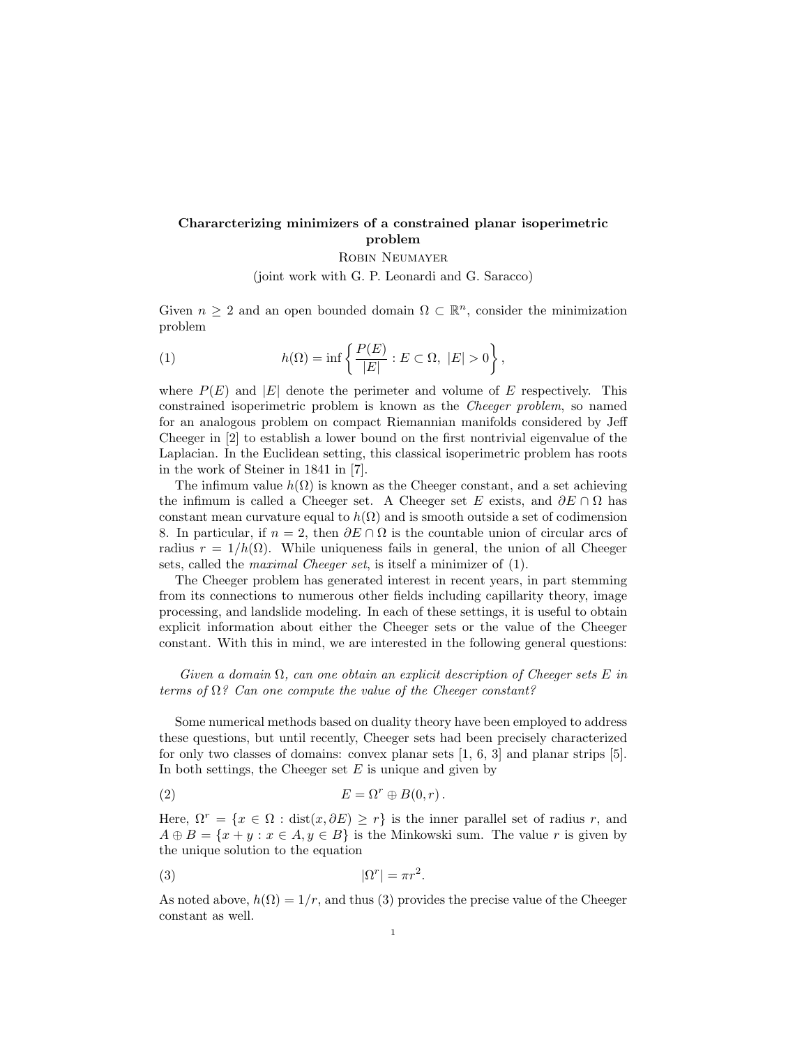# Chararcterizing minimizers of a constrained planar isoperimetric problem

Robin Neumayer

(joint work with G. P. Leonardi and G. Saracco)

Given $n \geq 2$ and an open bounded domain $\Omega \subset \mathbb{R}^n$, consider the minimization problem

$$h(\Omega) = \inf \left\{ \frac{P(E)}{|E|} : E \subset \Omega,\ |E| > 0 \right\}, \tag{1}$$

where $P(E)$ and $|E|$ denote the perimeter and volume of $E$ respectively. This constrained isoperimetric problem is known as the *Cheeger problem*, so named for an analogous problem on compact Riemannian manifolds considered by Jeff Cheeger in [2] to establish a lower bound on the first nontrivial eigenvalue of the Laplacian. In the Euclidean setting, this classical isoperimetric problem has roots in the work of Steiner in 1841 in [7].

The infimum value $h(\Omega)$ is known as the Cheeger constant, and a set achieving the infimum is called a Cheeger set. A Cheeger set $E$ exists, and $\partial E \cap \Omega$ has constant mean curvature equal to $h(\Omega)$ and is smooth outside a set of codimension 8. In particular, if $n = 2$, then $\partial E \cap \Omega$ is the countable union of circular arcs of radius $r = 1/h(\Omega)$. While uniqueness fails in general, the union of all Cheeger sets, called the *maximal Cheeger set*, is itself a minimizer of (1).

The Cheeger problem has generated interest in recent years, in part stemming from its connections to numerous other fields including capillarity theory, image processing, and landslide modeling. In each of these settings, it is useful to obtain explicit information about either the Cheeger sets or the value of the Cheeger constant. With this in mind, we are interested in the following general questions:

*Given a domain $\Omega$, can one obtain an explicit description of Cheeger sets $E$ in terms of $\Omega$? Can one compute the value of the Cheeger constant?*

Some numerical methods based on duality theory have been employed to address these questions, but until recently, Cheeger sets had been precisely characterized for only two classes of domains: convex planar sets [1, 6, 3] and planar strips [5]. In both settings, the Cheeger set $E$ is unique and given by

$$E = \Omega^r \oplus B(0, r)\,. \tag{2}$$

Here, $\Omega^r = \{x \in \Omega : \operatorname{dist}(x, \partial E) \geq r\}$ is the inner parallel set of radius $r$, and $A \oplus B = \{x + y : x \in A, y \in B\}$ is the Minkowski sum. The value $r$ is given by the unique solution to the equation

$$|\Omega^r| = \pi r^2. \tag{3}$$

As noted above, $h(\Omega) = 1/r$, and thus (3) provides the precise value of the Cheeger constant as well.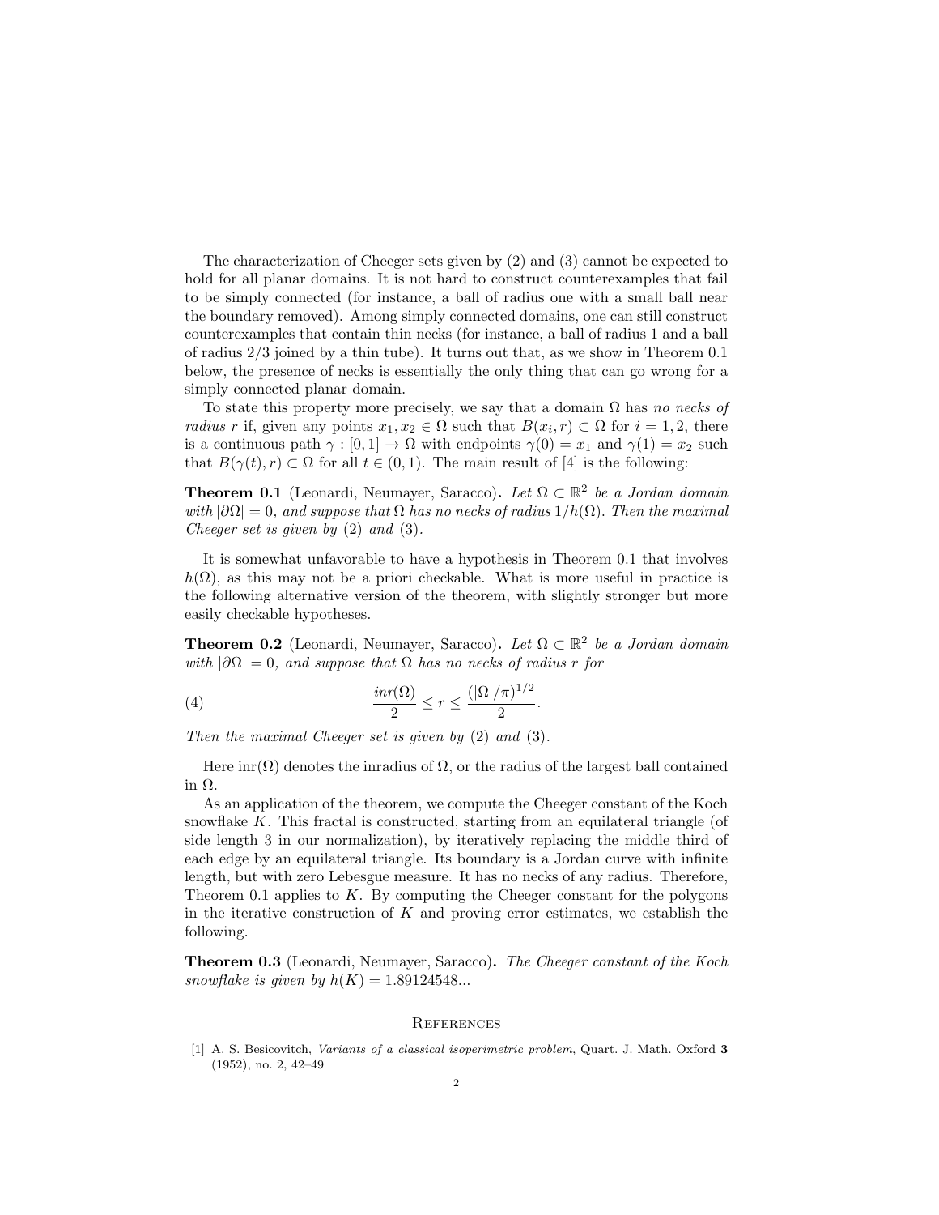The characterization of Cheeger sets given by (2) and (3) cannot be expected to hold for all planar domains. It is not hard to construct counterexamples that fail to be simply connected (for instance, a ball of radius one with a small ball near the boundary removed). Among simply connected domains, one can still construct counterexamples that contain thin necks (for instance, a ball of radius 1 and a ball of radius 2/3 joined by a thin tube). It turns out that, as we show in Theorem 0.1 below, the presence of necks is essentially the only thing that can go wrong for a simply connected planar domain.

To state this property more precisely, we say that a domain $\Omega$ has *no necks of radius* $r$ if, given any points $x_1, x_2 \in \Omega$ such that $B(x_i, r) \subset \Omega$ for $i = 1, 2$, there is a continuous path $\gamma : [0, 1] \to \Omega$ with endpoints $\gamma(0) = x_1$ and $\gamma(1) = x_2$ such that $B(\gamma(t), r) \subset \Omega$ for all $t \in (0, 1)$. The main result of [4] is the following:

**Theorem 0.1** (Leonardi, Neumayer, Saracco)**.** *Let $\Omega \subset \mathbb{R}^2$ be a Jordan domain with $|\partial\Omega| = 0$, and suppose that $\Omega$ has no necks of radius $1/h(\Omega)$. Then the maximal Cheeger set is given by* (2) *and* (3)*.*

It is somewhat unfavorable to have a hypothesis in Theorem 0.1 that involves $h(\Omega)$, as this may not be a priori checkable. What is more useful in practice is the following alternative version of the theorem, with slightly stronger but more easily checkable hypotheses.

**Theorem 0.2** (Leonardi, Neumayer, Saracco)**.** *Let $\Omega \subset \mathbb{R}^2$ be a Jordan domain with $|\partial\Omega| = 0$, and suppose that $\Omega$ has no necks of radius $r$ for*

$$\frac{inr(\Omega)}{2} \leq r \leq \frac{(|\Omega|/\pi)^{1/2}}{2}. \tag{4}$$

*Then the maximal Cheeger set is given by* (2) *and* (3)*.*

Here $\text{inr}(\Omega)$ denotes the inradius of $\Omega$, or the radius of the largest ball contained in $\Omega$.

As an application of the theorem, we compute the Cheeger constant of the Koch snowflake $K$. This fractal is constructed, starting from an equilateral triangle (of side length 3 in our normalization), by iteratively replacing the middle third of each edge by an equilateral triangle. Its boundary is a Jordan curve with infinite length, but with zero Lebesgue measure. It has no necks of any radius. Therefore, Theorem 0.1 applies to $K$. By computing the Cheeger constant for the polygons in the iterative construction of $K$ and proving error estimates, we establish the following.

**Theorem 0.3** (Leonardi, Neumayer, Saracco)**.** *The Cheeger constant of the Koch snowflake is given by $h(K) = 1.89124548...$*

## References

[1] A. S. Besicovitch, *Variants of a classical isoperimetric problem*, Quart. J. Math. Oxford **3** (1952), no. 2, 42–49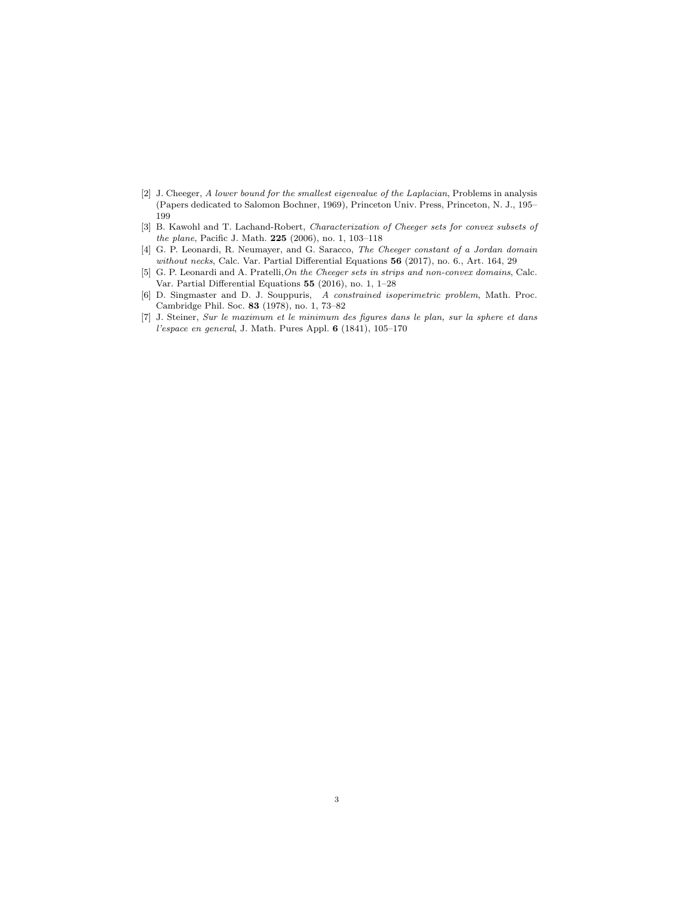[2] J. Cheeger, *A lower bound for the smallest eigenvalue of the Laplacian*, Problems in analysis (Papers dedicated to Salomon Bochner, 1969), Princeton Univ. Press, Princeton, N. J., 195–199

[3] B. Kawohl and T. Lachand-Robert, *Characterization of Cheeger sets for convex subsets of the plane*, Pacific J. Math. **225** (2006), no. 1, 103–118

[4] G. P. Leonardi, R. Neumayer, and G. Saracco, *The Cheeger constant of a Jordan domain without necks*, Calc. Var. Partial Differential Equations **56** (2017), no. 6., Art. 164, 29

[5] G. P. Leonardi and A. Pratelli,*On the Cheeger sets in strips and non-convex domains*, Calc. Var. Partial Differential Equations **55** (2016), no. 1, 1–28

[6] D. Singmaster and D. J. Souppuris, *A constrained isoperimetric problem*, Math. Proc. Cambridge Phil. Soc. **83** (1978), no. 1, 73–82

[7] J. Steiner, *Sur le maximum et le minimum des figures dans le plan, sur la sphere et dans l'espace en general*, J. Math. Pures Appl. **6** (1841), 105–170